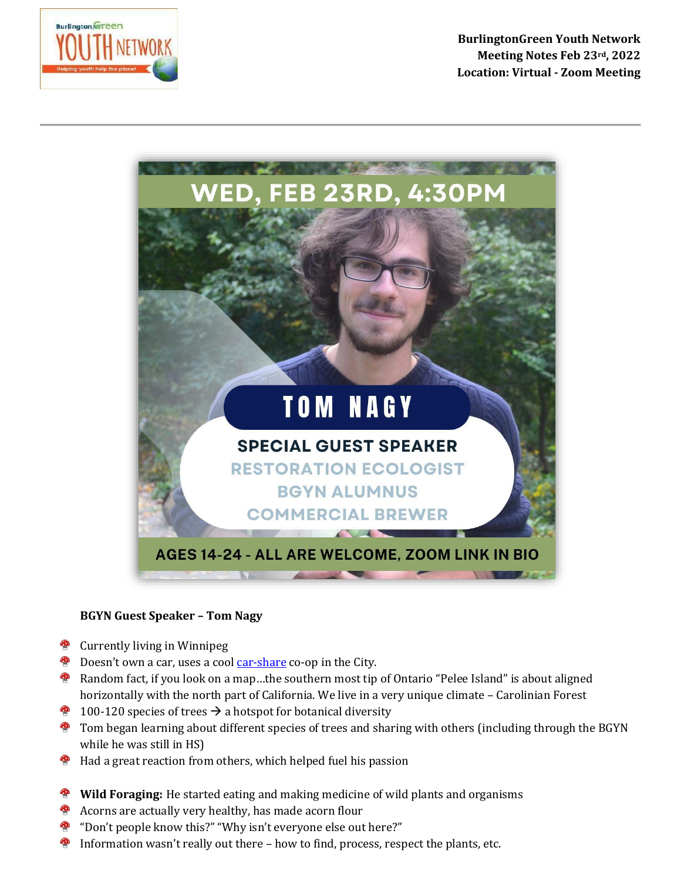**BurlingtonGreen Youth Network**
**Meeting Notes Feb 23rd, 2022**
**Location: Virtual - Zoom Meeting**

---

WED, FEB 23RD, 4:30PM

TOM NAGY

SPECIAL GUEST SPEAKER
RESTORATION ECOLOGIST
BGYN ALUMNUS
COMMERCIAL BREWER

AGES 14-24 - ALL ARE WELCOME, ZOOM LINK IN BIO

**BGYN Guest Speaker – Tom Nagy**

- Currently living in Winnipeg
- Doesn't own a car, uses a cool car-share co-op in the City.
- Random fact, if you look on a map…the southern most tip of Ontario "Pelee Island" is about aligned horizontally with the north part of California. We live in a very unique climate – Carolinian Forest
- 100-120 species of trees → a hotspot for botanical diversity
- Tom began learning about different species of trees and sharing with others (including through the BGYN while he was still in HS)
- Had a great reaction from others, which helped fuel his passion

- **Wild Foraging:** He started eating and making medicine of wild plants and organisms
- Acorns are actually very healthy, has made acorn flour
- "Don't people know this?" "Why isn't everyone else out here?"
- Information wasn't really out there – how to find, process, respect the plants, etc.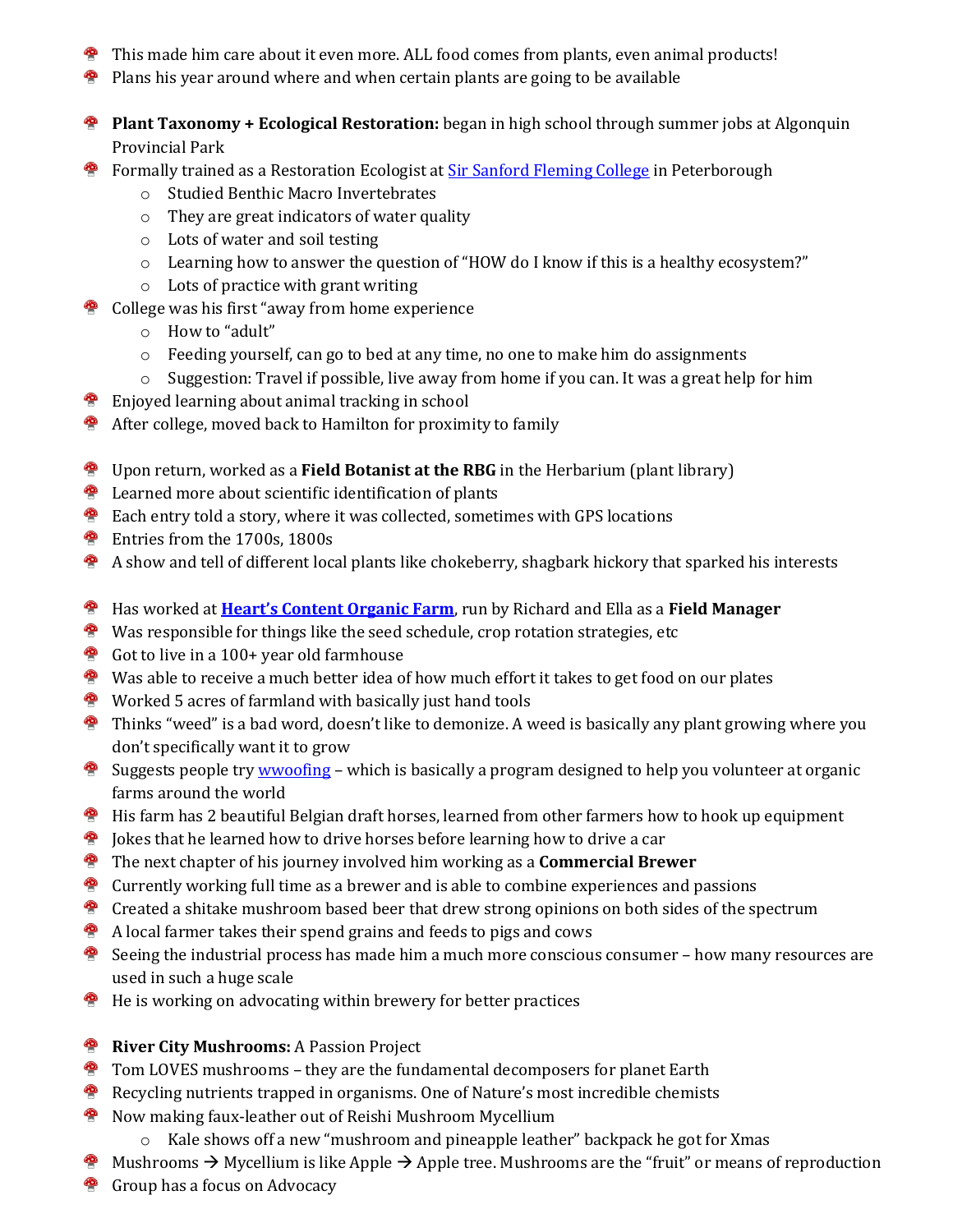- This made him care about it even more. ALL food comes from plants, even animal products!
- Plans his year around where and when certain plants are going to be available

- **Plant Taxonomy + Ecological Restoration:** began in high school through summer jobs at Algonquin Provincial Park
- Formally trained as a Restoration Ecologist at [Sir Sanford Fleming College]() in Peterborough
  - Studied Benthic Macro Invertebrates
  - They are great indicators of water quality
  - Lots of water and soil testing
  - Learning how to answer the question of "HOW do I know if this is a healthy ecosystem?"
  - Lots of practice with grant writing
- College was his first "away from home experience
  - How to "adult"
  - Feeding yourself, can go to bed at any time, no one to make him do assignments
  - Suggestion: Travel if possible, live away from home if you can. It was a great help for him
- Enjoyed learning about animal tracking in school
- After college, moved back to Hamilton for proximity to family

- Upon return, worked as a **Field Botanist at the RBG** in the Herbarium (plant library)
- Learned more about scientific identification of plants
- Each entry told a story, where it was collected, sometimes with GPS locations
- Entries from the 1700s, 1800s
- A show and tell of different local plants like chokeberry, shagbark hickory that sparked his interests

- Has worked at **[Heart's Content Organic Farm]()**, run by Richard and Ella as a **Field Manager**
- Was responsible for things like the seed schedule, crop rotation strategies, etc
- Got to live in a 100+ year old farmhouse
- Was able to receive a much better idea of how much effort it takes to get food on our plates
- Worked 5 acres of farmland with basically just hand tools
- Thinks "weed" is a bad word, doesn't like to demonize. A weed is basically any plant growing where you don't specifically want it to grow
- Suggests people try [wwoofing]() – which is basically a program designed to help you volunteer at organic farms around the world
- His farm has 2 beautiful Belgian draft horses, learned from other farmers how to hook up equipment
- Jokes that he learned how to drive horses before learning how to drive a car
- The next chapter of his journey involved him working as a **Commercial Brewer**
- Currently working full time as a brewer and is able to combine experiences and passions
- Created a shitake mushroom based beer that drew strong opinions on both sides of the spectrum
- A local farmer takes their spend grains and feeds to pigs and cows
- Seeing the industrial process has made him a much more conscious consumer – how many resources are used in such a huge scale
- He is working on advocating within brewery for better practices

- **River City Mushrooms:** A Passion Project
- Tom LOVES mushrooms – they are the fundamental decomposers for planet Earth
- Recycling nutrients trapped in organisms. One of Nature's most incredible chemists
- Now making faux-leather out of Reishi Mushroom Mycellium
  - Kale shows off a new "mushroom and pineapple leather" backpack he got for Xmas
- Mushrooms → Mycellium is like Apple → Apple tree. Mushrooms are the "fruit" or means of reproduction
- Group has a focus on Advocacy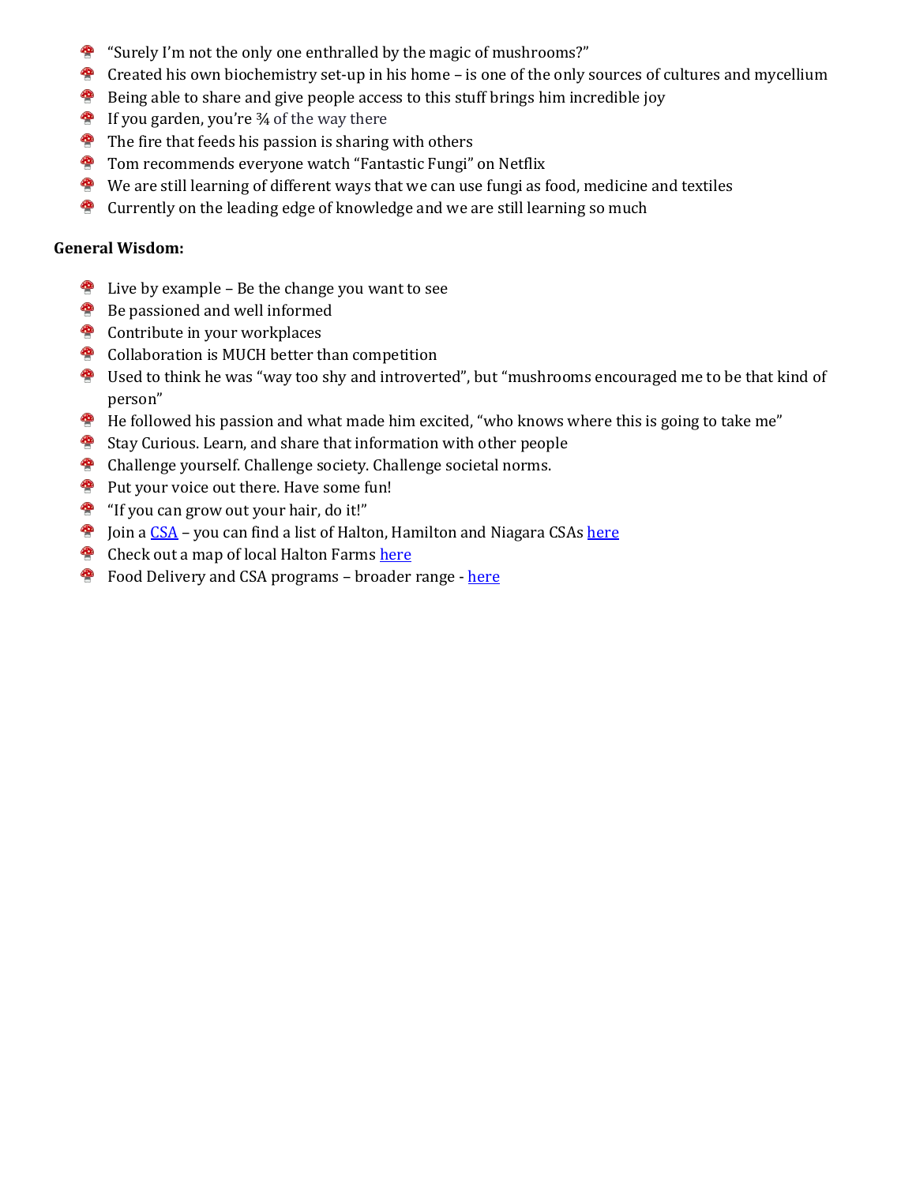- "Surely I'm not the only one enthralled by the magic of mushrooms?"
- Created his own biochemistry set-up in his home – is one of the only sources of cultures and mycellium
- Being able to share and give people access to this stuff brings him incredible joy
- If you garden, you're ¾ of the way there
- The fire that feeds his passion is sharing with others
- Tom recommends everyone watch "Fantastic Fungi" on Netflix
- We are still learning of different ways that we can use fungi as food, medicine and textiles
- Currently on the leading edge of knowledge and we are still learning so much

**General Wisdom:**

- Live by example – Be the change you want to see
- Be passioned and well informed
- Contribute in your workplaces
- Collaboration is MUCH better than competition
- Used to think he was "way too shy and introverted", but "mushrooms encouraged me to be that kind of person"
- He followed his passion and what made him excited, "who knows where this is going to take me"
- Stay Curious. Learn, and share that information with other people
- Challenge yourself. Challenge society. Challenge societal norms.
- Put your voice out there. Have some fun!
- "If you can grow out your hair, do it!"
- Join a CSA – you can find a list of Halton, Hamilton and Niagara CSAs here
- Check out a map of local Halton Farms here
- Food Delivery and CSA programs – broader range - here